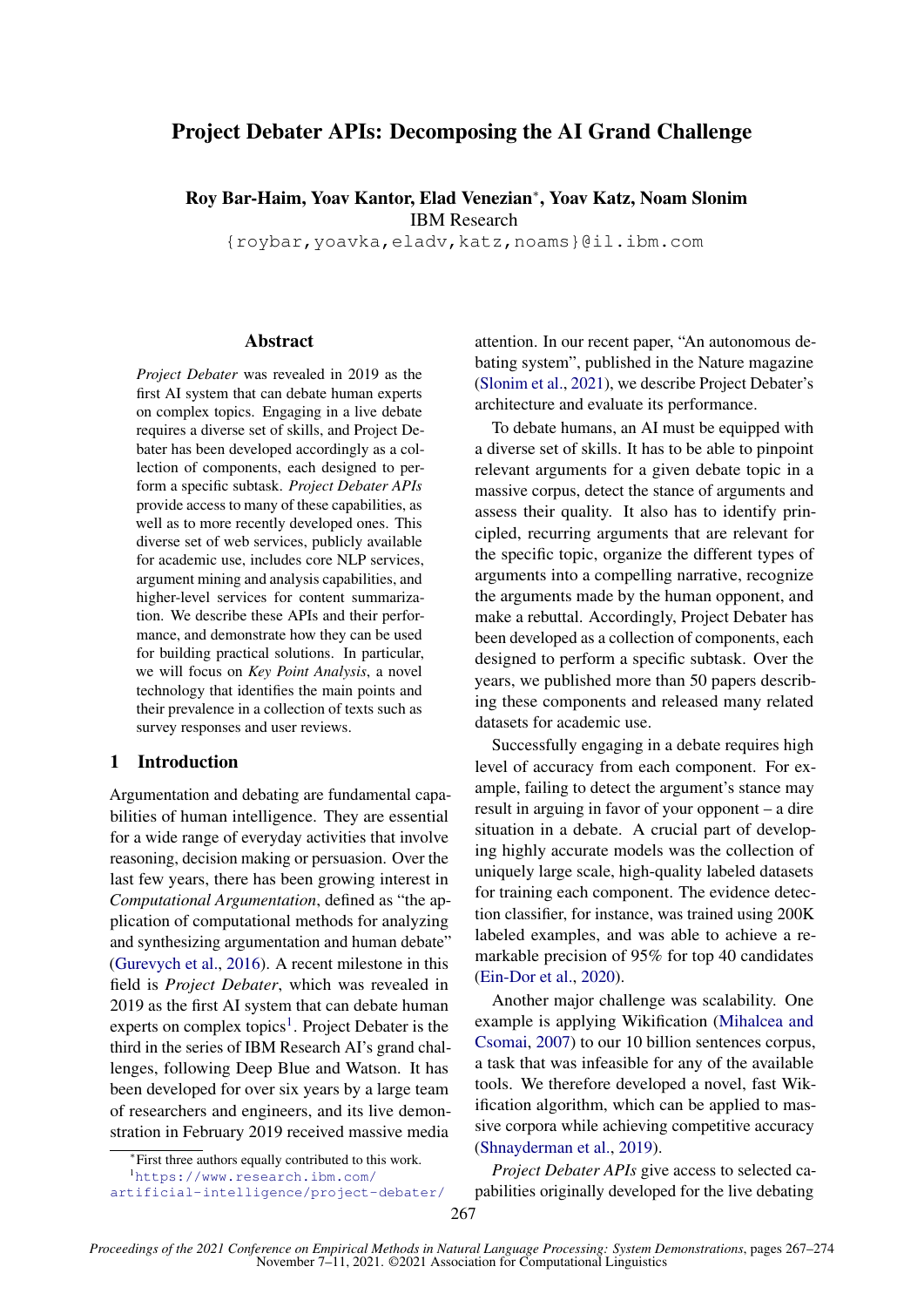# Project Debater APIs: Decomposing the AI Grand Challenge

**Roy Bar-Haim, Yoav Kantor, Elad Venezian[*], Yoav Katz, Noam Slonim**
IBM Research
{roybar,yoavka,eladv,katz,noams}@il.ibm.com

## Abstract

*Project Debater* was revealed in 2019 as the first AI system that can debate human experts on complex topics. Engaging in a live debate requires a diverse set of skills, and Project Debater has been developed accordingly as a collection of components, each designed to perform a specific subtask. *Project Debater APIs* provide access to many of these capabilities, as well as to more recently developed ones. This diverse set of web services, publicly available for academic use, includes core NLP services, argument mining and analysis capabilities, and higher-level services for content summarization. We describe these APIs and their performance, and demonstrate how they can be used for building practical solutions. In particular, we will focus on *Key Point Analysis*, a novel technology that identifies the main points and their prevalence in a collection of texts such as survey responses and user reviews.

## 1 Introduction

Argumentation and debating are fundamental capabilities of human intelligence. They are essential for a wide range of everyday activities that involve reasoning, decision making or persuasion. Over the last few years, there has been growing interest in *Computational Argumentation*, defined as "the application of computational methods for analyzing and synthesizing argumentation and human debate" (Gurevych et al., 2016). A recent milestone in this field is *Project Debater*, which was revealed in 2019 as the first AI system that can debate human experts on complex topics[1]. Project Debater is the third in the series of IBM Research AI's grand challenges, following Deep Blue and Watson. It has been developed for over six years by a large team of researchers and engineers, and its live demonstration in February 2019 received massive media attention. In our recent paper, "An autonomous debating system", published in the Nature magazine (Slonim et al., 2021), we describe Project Debater's architecture and evaluate its performance.

To debate humans, an AI must be equipped with a diverse set of skills. It has to be able to pinpoint relevant arguments for a given debate topic in a massive corpus, detect the stance of arguments and assess their quality. It also has to identify principled, recurring arguments that are relevant for the specific topic, organize the different types of arguments into a compelling narrative, recognize the arguments made by the human opponent, and make a rebuttal. Accordingly, Project Debater has been developed as a collection of components, each designed to perform a specific subtask. Over the years, we published more than 50 papers describing these components and released many related datasets for academic use.

Successfully engaging in a debate requires high level of accuracy from each component. For example, failing to detect the argument's stance may result in arguing in favor of your opponent – a dire situation in a debate. A crucial part of developing highly accurate models was the collection of uniquely large scale, high-quality labeled datasets for training each component. The evidence detection classifier, for instance, was trained using 200K labeled examples, and was able to achieve a remarkable precision of 95% for top 40 candidates (Ein-Dor et al., 2020).

Another major challenge was scalability. One example is applying Wikification (Mihalcea and Csomai, 2007) to our 10 billion sentences corpus, a task that was infeasible for any of the available tools. We therefore developed a novel, fast Wikification algorithm, which can be applied to massive corpora while achieving competitive accuracy (Shnayderman et al., 2019).

*Project Debater APIs* give access to selected capabilities originally developed for the live debating

---

[*]First three authors equally contributed to this work.

[1]https://www.research.ibm.com/artificial-intelligence/project-debater/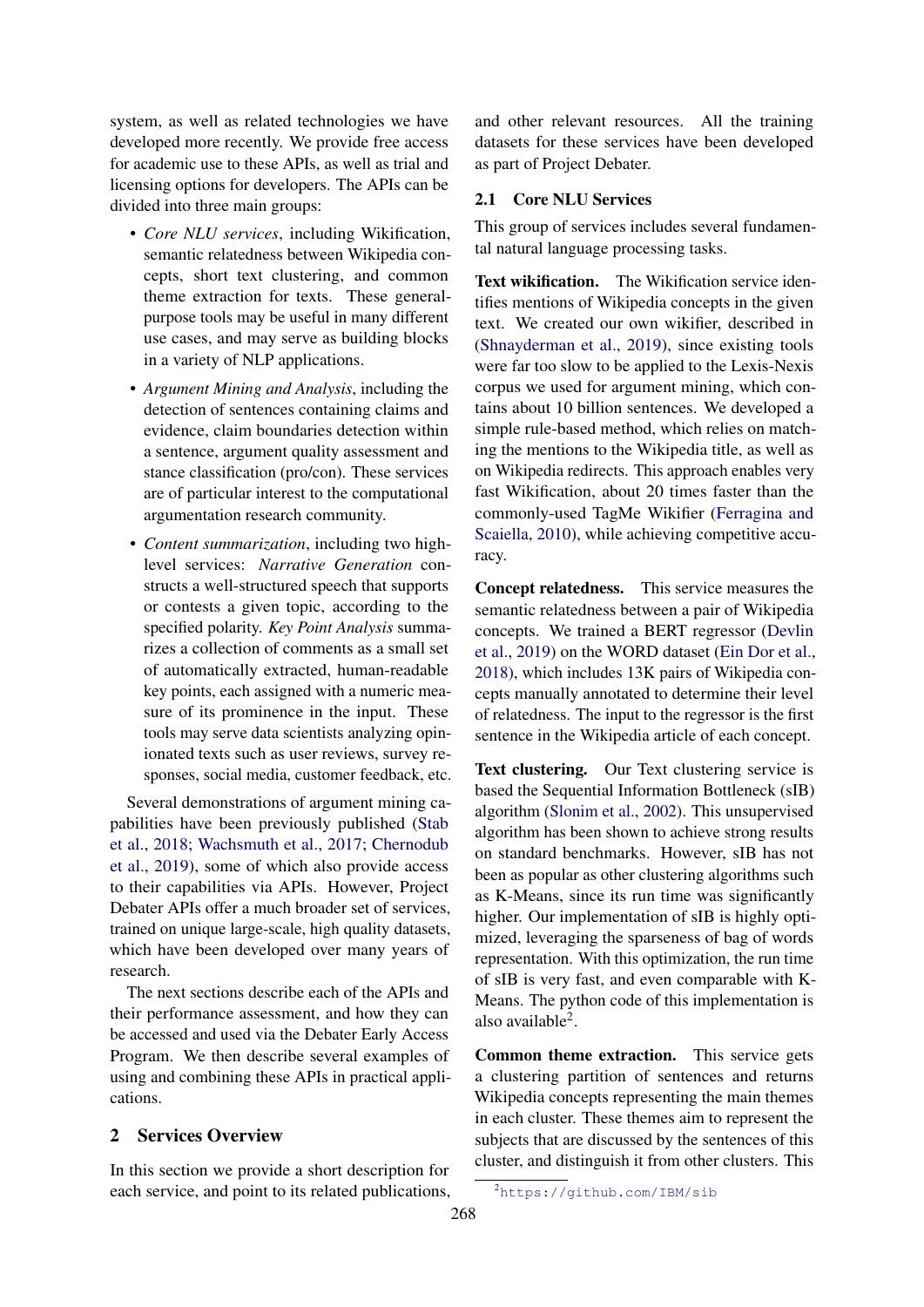system, as well as related technologies we have developed more recently. We provide free access for academic use to these APIs, as well as trial and licensing options for developers. The APIs can be divided into three main groups:

- *Core NLU services*, including Wikification, semantic relatedness between Wikipedia concepts, short text clustering, and common theme extraction for texts. These general-purpose tools may be useful in many different use cases, and may serve as building blocks in a variety of NLP applications.
- *Argument Mining and Analysis*, including the detection of sentences containing claims and evidence, claim boundaries detection within a sentence, argument quality assessment and stance classification (pro/con). These services are of particular interest to the computational argumentation research community.
- *Content summarization*, including two high-level services: *Narrative Generation* constructs a well-structured speech that supports or contests a given topic, according to the specified polarity. *Key Point Analysis* summarizes a collection of comments as a small set of automatically extracted, human-readable key points, each assigned with a numeric measure of its prominence in the input. These tools may serve data scientists analyzing opinionated texts such as user reviews, survey responses, social media, customer feedback, etc.

Several demonstrations of argument mining capabilities have been previously published (Stab et al., 2018; Wachsmuth et al., 2017; Chernodub et al., 2019), some of which also provide access to their capabilities via APIs. However, Project Debater APIs offer a much broader set of services, trained on unique large-scale, high quality datasets, which have been developed over many years of research.

The next sections describe each of the APIs and their performance assessment, and how they can be accessed and used via the Debater Early Access Program. We then describe several examples of using and combining these APIs in practical applications.

## 2 Services Overview

In this section we provide a short description for each service, and point to its related publications, and other relevant resources. All the training datasets for these services have been developed as part of Project Debater.

### 2.1 Core NLU Services

This group of services includes several fundamental natural language processing tasks.

**Text wikification.** The Wikification service identifies mentions of Wikipedia concepts in the given text. We created our own wikifier, described in (Shnayderman et al., 2019), since existing tools were far too slow to be applied to the Lexis-Nexis corpus we used for argument mining, which contains about 10 billion sentences. We developed a simple rule-based method, which relies on matching the mentions to the Wikipedia title, as well as on Wikipedia redirects. This approach enables very fast Wikification, about 20 times faster than the commonly-used TagMe Wikifier (Ferragina and Scaiella, 2010), while achieving competitive accuracy.

**Concept relatedness.** This service measures the semantic relatedness between a pair of Wikipedia concepts. We trained a BERT regressor (Devlin et al., 2019) on the WORD dataset (Ein Dor et al., 2018), which includes 13K pairs of Wikipedia concepts manually annotated to determine their level of relatedness. The input to the regressor is the first sentence in the Wikipedia article of each concept.

**Text clustering.** Our Text clustering service is based the Sequential Information Bottleneck (sIB) algorithm (Slonim et al., 2002). This unsupervised algorithm has been shown to achieve strong results on standard benchmarks. However, sIB has not been as popular as other clustering algorithms such as K-Means, since its run time was significantly higher. Our implementation of sIB is highly optimized, leveraging the sparseness of bag of words representation. With this optimization, the run time of sIB is very fast, and even comparable with K-Means. The python code of this implementation is also available[2].

**Common theme extraction.** This service gets a clustering partition of sentences and returns Wikipedia concepts representing the main themes in each cluster. These themes aim to represent the subjects that are discussed by the sentences of this cluster, and distinguish it from other clusters. This

[2] https://github.com/IBM/sib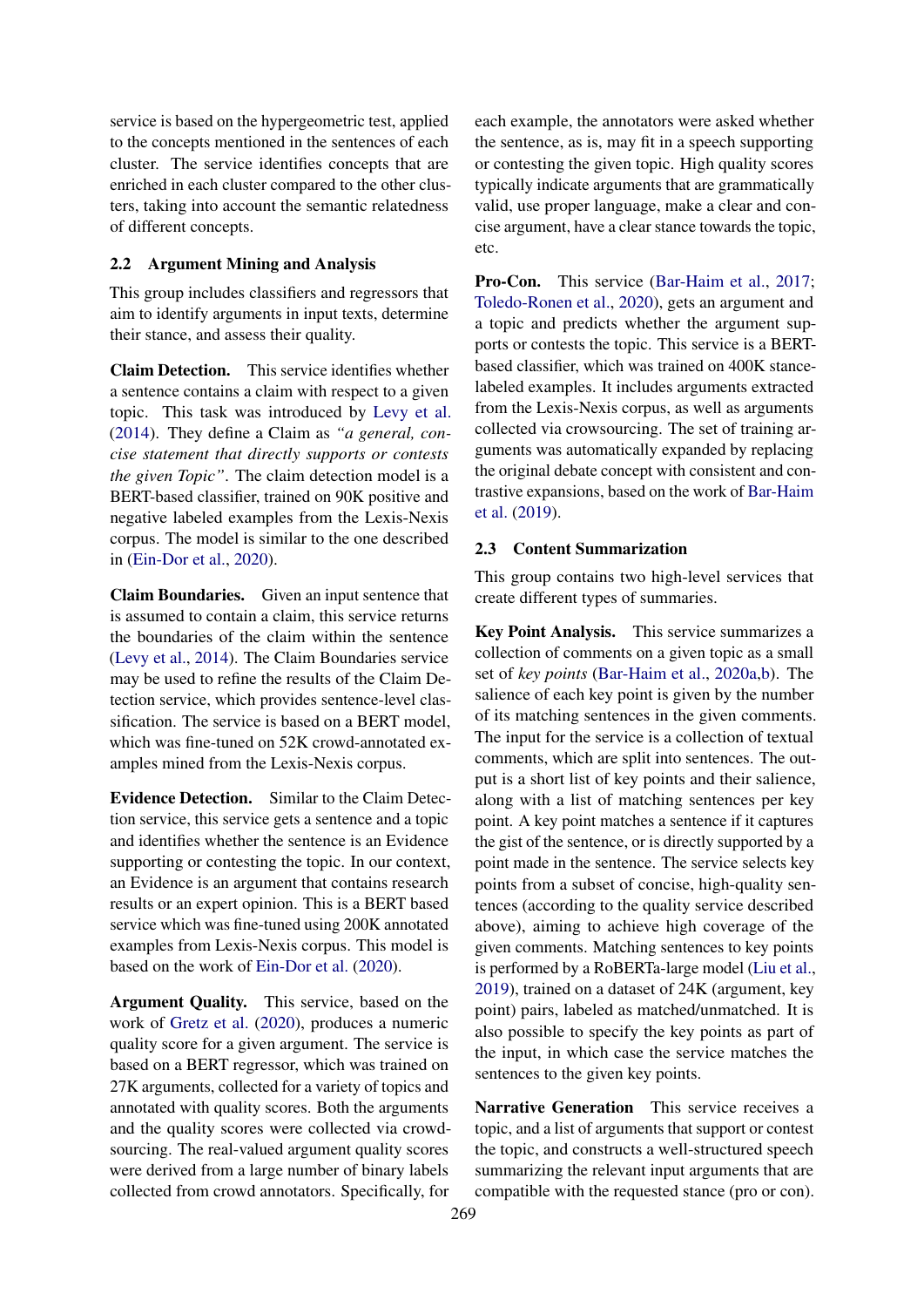service is based on the hypergeometric test, applied to the concepts mentioned in the sentences of each cluster. The service identifies concepts that are enriched in each cluster compared to the other clusters, taking into account the semantic relatedness of different concepts.

### 2.2 Argument Mining and Analysis

This group includes classifiers and regressors that aim to identify arguments in input texts, determine their stance, and assess their quality.

**Claim Detection.** This service identifies whether a sentence contains a claim with respect to a given topic. This task was introduced by Levy et al. (2014). They define a Claim as *"a general, concise statement that directly supports or contests the given Topic"*. The claim detection model is a BERT-based classifier, trained on 90K positive and negative labeled examples from the Lexis-Nexis corpus. The model is similar to the one described in (Ein-Dor et al., 2020).

**Claim Boundaries.** Given an input sentence that is assumed to contain a claim, this service returns the boundaries of the claim within the sentence (Levy et al., 2014). The Claim Boundaries service may be used to refine the results of the Claim Detection service, which provides sentence-level classification. The service is based on a BERT model, which was fine-tuned on 52K crowd-annotated examples mined from the Lexis-Nexis corpus.

**Evidence Detection.** Similar to the Claim Detection service, this service gets a sentence and a topic and identifies whether the sentence is an Evidence supporting or contesting the topic. In our context, an Evidence is an argument that contains research results or an expert opinion. This is a BERT based service which was fine-tuned using 200K annotated examples from Lexis-Nexis corpus. This model is based on the work of Ein-Dor et al. (2020).

**Argument Quality.** This service, based on the work of Gretz et al. (2020), produces a numeric quality score for a given argument. The service is based on a BERT regressor, which was trained on 27K arguments, collected for a variety of topics and annotated with quality scores. Both the arguments and the quality scores were collected via crowdsourcing. The real-valued argument quality scores were derived from a large number of binary labels collected from crowd annotators. Specifically, for each example, the annotators were asked whether the sentence, as is, may fit in a speech supporting or contesting the given topic. High quality scores typically indicate arguments that are grammatically valid, use proper language, make a clear and concise argument, have a clear stance towards the topic, etc.

**Pro-Con.** This service (Bar-Haim et al., 2017; Toledo-Ronen et al., 2020), gets an argument and a topic and predicts whether the argument supports or contests the topic. This service is a BERT-based classifier, which was trained on 400K stance-labeled examples. It includes arguments extracted from the Lexis-Nexis corpus, as well as arguments collected via crowsourcing. The set of training arguments was automatically expanded by replacing the original debate concept with consistent and contrastive expansions, based on the work of Bar-Haim et al. (2019).

### 2.3 Content Summarization

This group contains two high-level services that create different types of summaries.

**Key Point Analysis.** This service summarizes a collection of comments on a given topic as a small set of *key points* (Bar-Haim et al., 2020a,b). The salience of each key point is given by the number of its matching sentences in the given comments. The input for the service is a collection of textual comments, which are split into sentences. The output is a short list of key points and their salience, along with a list of matching sentences per key point. A key point matches a sentence if it captures the gist of the sentence, or is directly supported by a point made in the sentence. The service selects key points from a subset of concise, high-quality sentences (according to the quality service described above), aiming to achieve high coverage of the given comments. Matching sentences to key points is performed by a RoBERTa-large model (Liu et al., 2019), trained on a dataset of 24K (argument, key point) pairs, labeled as matched/unmatched. It is also possible to specify the key points as part of the input, in which case the service matches the sentences to the given key points.

**Narrative Generation** This service receives a topic, and a list of arguments that support or contest the topic, and constructs a well-structured speech summarizing the relevant input arguments that are compatible with the requested stance (pro or con).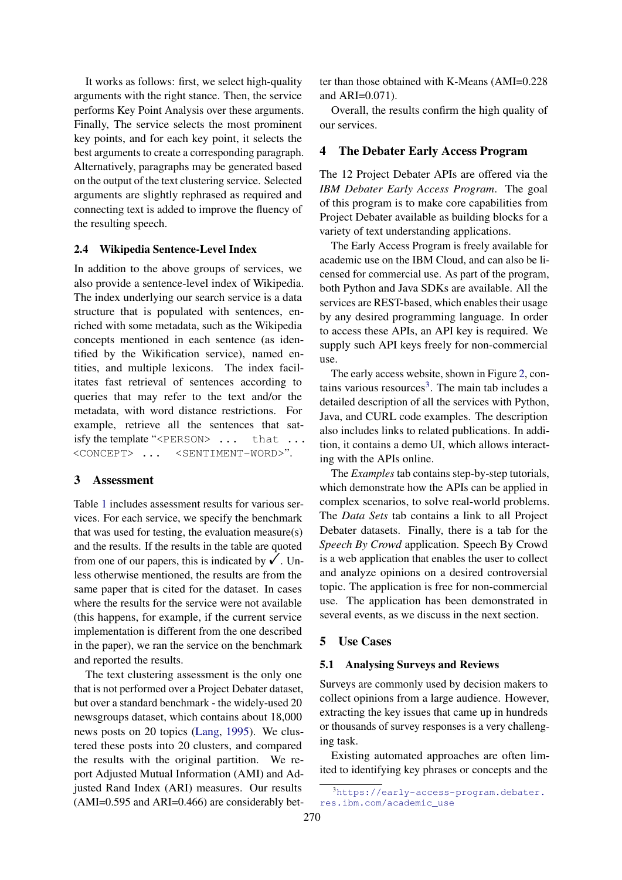It works as follows: first, we select high-quality arguments with the right stance. Then, the service performs Key Point Analysis over these arguments. Finally, The service selects the most prominent key points, and for each key point, it selects the best arguments to create a corresponding paragraph. Alternatively, paragraphs may be generated based on the output of the text clustering service. Selected arguments are slightly rephrased as required and connecting text is added to improve the fluency of the resulting speech.

### 2.4 Wikipedia Sentence-Level Index

In addition to the above groups of services, we also provide a sentence-level index of Wikipedia. The index underlying our search service is a data structure that is populated with sentences, enriched with some metadata, such as the Wikipedia concepts mentioned in each sentence (as identified by the Wikification service), named entities, and multiple lexicons. The index facilitates fast retrieval of sentences according to queries that may refer to the text and/or the metadata, with word distance restrictions. For example, retrieve all the sentences that satisfy the template "`<PERSON> ... that ... <CONCEPT> ... <SENTIMENT-WORD>`".

## 3 Assessment

Table 1 includes assessment results for various services. For each service, we specify the benchmark that was used for testing, the evaluation measure(s) and the results. If the results in the table are quoted from one of our papers, this is indicated by ✓. Unless otherwise mentioned, the results are from the same paper that is cited for the dataset. In cases where the results for the service were not available (this happens, for example, if the current service implementation is different from the one described in the paper), we ran the service on the benchmark and reported the results.

The text clustering assessment is the only one that is not performed over a Project Debater dataset, but over a standard benchmark - the widely-used 20 newsgroups dataset, which contains about 18,000 news posts on 20 topics (Lang, 1995). We clustered these posts into 20 clusters, and compared the results with the original partition. We report Adjusted Mutual Information (AMI) and Adjusted Rand Index (ARI) measures. Our results (AMI=0.595 and ARI=0.466) are considerably better than those obtained with K-Means (AMI=0.228 and ARI=0.071).

Overall, the results confirm the high quality of our services.

## 4 The Debater Early Access Program

The 12 Project Debater APIs are offered via the *IBM Debater Early Access Program*. The goal of this program is to make core capabilities from Project Debater available as building blocks for a variety of text understanding applications.

The Early Access Program is freely available for academic use on the IBM Cloud, and can also be licensed for commercial use. As part of the program, both Python and Java SDKs are available. All the services are REST-based, which enables their usage by any desired programming language. In order to access these APIs, an API key is required. We supply such API keys freely for non-commercial use.

The early access website, shown in Figure 2, contains various resources[3]. The main tab includes a detailed description of all the services with Python, Java, and CURL code examples. The description also includes links to related publications. In addition, it contains a demo UI, which allows interacting with the APIs online.

The *Examples* tab contains step-by-step tutorials, which demonstrate how the APIs can be applied in complex scenarios, to solve real-world problems. The *Data Sets* tab contains a link to all Project Debater datasets. Finally, there is a tab for the *Speech By Crowd* application. Speech By Crowd is a web application that enables the user to collect and analyze opinions on a desired controversial topic. The application is free for non-commercial use. The application has been demonstrated in several events, as we discuss in the next section.

## 5 Use Cases

### 5.1 Analysing Surveys and Reviews

Surveys are commonly used by decision makers to collect opinions from a large audience. However, extracting the key issues that came up in hundreds or thousands of survey responses is a very challenging task.

Existing automated approaches are often limited to identifying key phrases or concepts and the

[3] https://early-access-program.debater.res.ibm.com/academic_use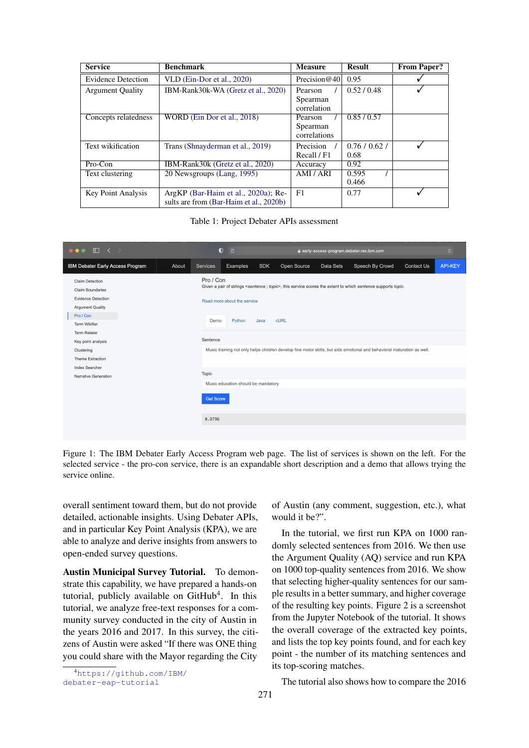| Service | Benchmark | Measure | Result | From Paper? |
|---|---|---|---|---|
| Evidence Detection | VLD (Ein-Dor et al., 2020) | Precision@40 | 0.95 | ✓ |
| Argument Quality | IBM-Rank30k-WA (Gretz et al., 2020) | Pearson / Spearman correlation | 0.52 / 0.48 | ✓ |
| Concepts relatedness | WORD (Ein Dor et al., 2018) | Pearson / Spearman correlations | 0.85 / 0.57 | |
| Text wikification | Trans (Shnayderman et al., 2019) | Precision / Recall / F1 | 0.76 / 0.62 / 0.68 | ✓ |
| Pro-Con | IBM-Rank30k (Gretz et al., 2020) | Accuracy | 0.92 | |
| Text clustering | 20 Newsgroups (Lang, 1995) | AMI / ARI | 0.595 / 0.466 | |
| Key Point Analysis | ArgKP (Bar-Haim et al., 2020a); Results are from (Bar-Haim et al., 2020b) | F1 | 0.77 | ✓ |

Table 1: Project Debater APIs assessment

Figure 1: The IBM Debater Early Access Program web page. The list of services is shown on the left. For the selected service - the pro-con service, there is an expandable short description and a demo that allows trying the service online.

overall sentiment toward them, but do not provide detailed, actionable insights. Using Debater APIs, and in particular Key Point Analysis (KPA), we are able to analyze and derive insights from answers to open-ended survey questions.

**Austin Municipal Survey Tutorial.** To demonstrate this capability, we have prepared a hands-on tutorial, publicly available on GitHub[4]. In this tutorial, we analyze free-text responses for a community survey conducted in the city of Austin in the years 2016 and 2017. In this survey, the citizens of Austin were asked "If there was ONE thing you could share with the Mayor regarding the City of Austin (any comment, suggestion, etc.), what would it be?".

In the tutorial, we first run KPA on 1000 randomly selected sentences from 2016. We then use the Argument Quality (AQ) service and run KPA on 1000 top-quality sentences from 2016. We show that selecting higher-quality sentences for our sample results in a better summary, and higher coverage of the resulting key points. Figure 2 is a screenshot from the Jupyter Notebook of the tutorial. It shows the overall coverage of the extracted key points, and lists the top key points found, and for each key point - the number of its matching sentences and its top-scoring matches.

The tutorial also shows how to compare the 2016

[4] https://github.com/IBM/debater-eap-tutorial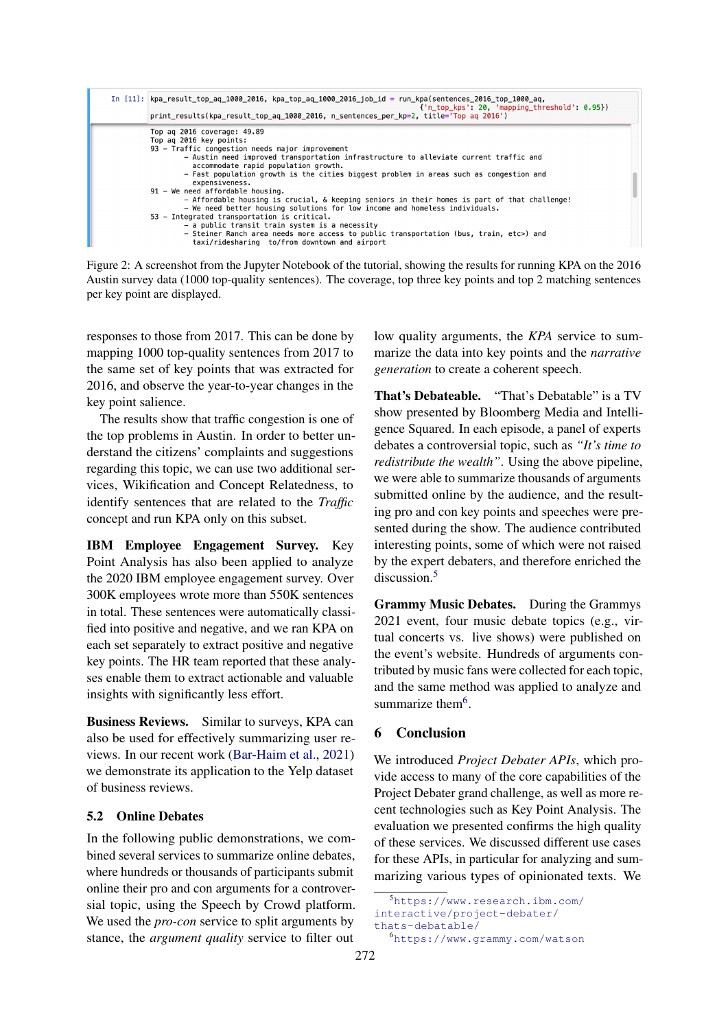```
In [11]: kpa_result_top_aq_1000_2016, kpa_top_aq_1000_2016_job_id = run_kpa(sentences_2016_top_1000_aq,
                                                    {'n_top_kps': 20, 'mapping_threshold': 0.95})
         print_results(kpa_result_top_aq_1000_2016, n_sentences_per_kp=2, title='Top aq 2016')

         Top aq 2016 coverage: 49.89
         Top aq 2016 key points:
         93 - Traffic congestion needs major improvement
                 - Austin need improved transportation infrastructure to alleviate current traffic and
                   accommodate rapid population growth.
                 - Fast population growth is the cities biggest problem in areas such as congestion and
                   expensiveness.
         91 - We need affordable housing.
                 - Affordable housing is crucial, & keeping seniors in their homes is part of that challenge!
                 - We need better housing solutions for low income and homeless individuals.
         53 - Integrated transportation is critical.
                 - a public transit train system is a necessity
                 - Steiner Ranch area needs more access to public transportation (bus, train, etc>) and
                   taxi/ridesharing  to/from downtown and airport
```

Figure 2: A screenshot from the Jupyter Notebook of the tutorial, showing the results for running KPA on the 2016 Austin survey data (1000 top-quality sentences). The coverage, top three key points and top 2 matching sentences per key point are displayed.

responses to those from 2017. This can be done by mapping 1000 top-quality sentences from 2017 to the same set of key points that was extracted for 2016, and observe the year-to-year changes in the key point salience.

The results show that traffic congestion is one of the top problems in Austin. In order to better understand the citizens' complaints and suggestions regarding this topic, we can use two additional services, Wikification and Concept Relatedness, to identify sentences that are related to the *Traffic* concept and run KPA only on this subset.

**IBM Employee Engagement Survey.** Key Point Analysis has also been applied to analyze the 2020 IBM employee engagement survey. Over 300K employees wrote more than 550K sentences in total. These sentences were automatically classified into positive and negative, and we ran KPA on each set separately to extract positive and negative key points. The HR team reported that these analyses enable them to extract actionable and valuable insights with significantly less effort.

**Business Reviews.** Similar to surveys, KPA can also be used for effectively summarizing user reviews. In our recent work (Bar-Haim et al., 2021) we demonstrate its application to the Yelp dataset of business reviews.

### 5.2 Online Debates

In the following public demonstrations, we combined several services to summarize online debates, where hundreds or thousands of participants submit online their pro and con arguments for a controversial topic, using the Speech by Crowd platform. We used the *pro-con* service to split arguments by stance, the *argument quality* service to filter out low quality arguments, the *KPA* service to summarize the data into key points and the *narrative generation* to create a coherent speech.

**That's Debateable.** "That's Debatable" is a TV show presented by Bloomberg Media and Intelligence Squared. In each episode, a panel of experts debates a controversial topic, such as *"It's time to redistribute the wealth"*. Using the above pipeline, we were able to summarize thousands of arguments submitted online by the audience, and the resulting pro and con key points and speeches were presented during the show. The audience contributed interesting points, some of which were not raised by the expert debaters, and therefore enriched the discussion.[5]

**Grammy Music Debates.** During the Grammys 2021 event, four music debate topics (e.g., virtual concerts vs. live shows) were published on the event's website. Hundreds of arguments contributed by music fans were collected for each topic, and the same method was applied to analyze and summarize them[6].

## 6 Conclusion

We introduced *Project Debater APIs*, which provide access to many of the core capabilities of the Project Debater grand challenge, as well as more recent technologies such as Key Point Analysis. The evaluation we presented confirms the high quality of these services. We discussed different use cases for these APIs, in particular for analyzing and summarizing various types of opinionated texts. We

[5] https://www.research.ibm.com/interactive/project-debater/thats-debatable/

[6] https://www.grammy.com/watson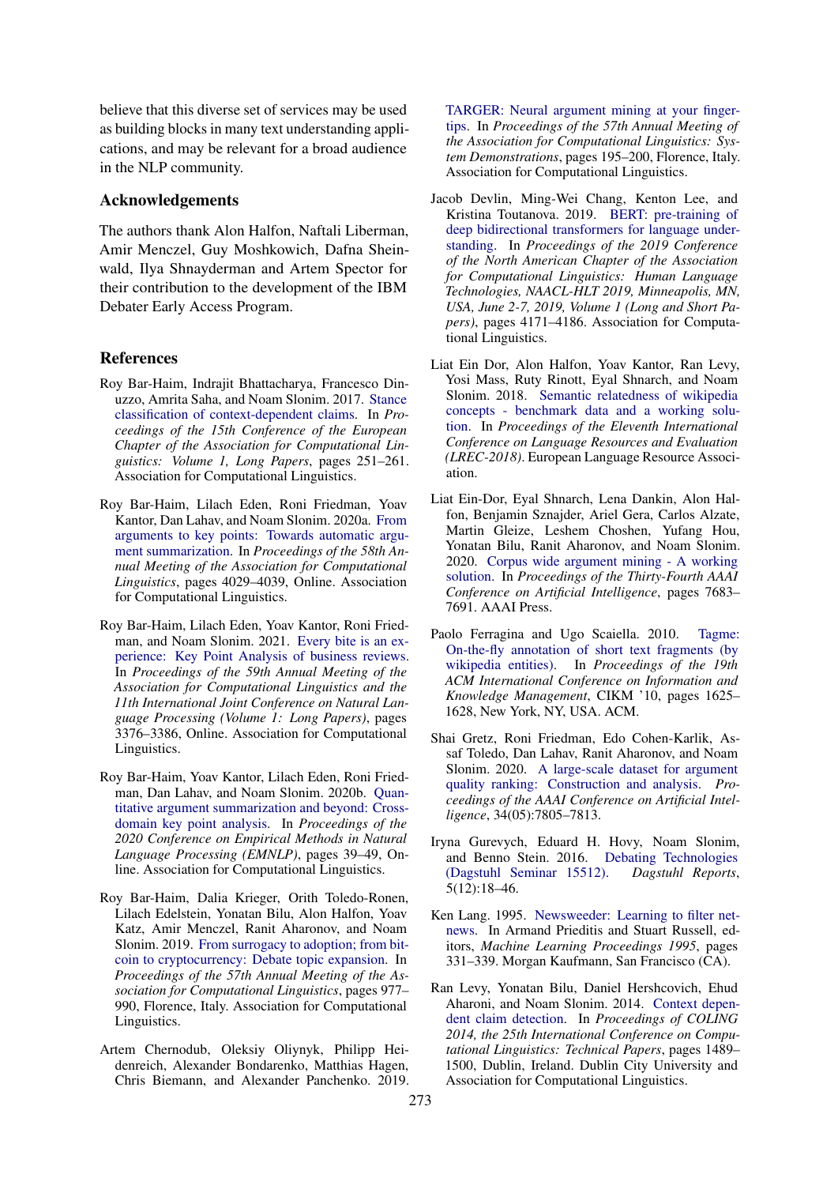believe that this diverse set of services may be used as building blocks in many text understanding applications, and may be relevant for a broad audience in the NLP community.

## Acknowledgements

The authors thank Alon Halfon, Naftali Liberman, Amir Menczel, Guy Moshkovich, Dafna Sheinwald, Ilya Shnayderman and Artem Spector for their contribution to the development of the IBM Debater Early Access Program.

## References

Roy Bar-Haim, Indrajit Bhattacharya, Francesco Dinuzzo, Amrita Saha, and Noam Slonim. 2017. Stance classification of context-dependent claims. In *Proceedings of the 15th Conference of the European Chapter of the Association for Computational Linguistics: Volume 1, Long Papers*, pages 251–261. Association for Computational Linguistics.

Roy Bar-Haim, Lilach Eden, Roni Friedman, Yoav Kantor, Dan Lahav, and Noam Slonim. 2020a. From arguments to key points: Towards automatic argument summarization. In *Proceedings of the 58th Annual Meeting of the Association for Computational Linguistics*, pages 4029–4039, Online. Association for Computational Linguistics.

Roy Bar-Haim, Lilach Eden, Yoav Kantor, Roni Friedman, and Noam Slonim. 2021. Every bite is an experience: Key Point Analysis of business reviews. In *Proceedings of the 59th Annual Meeting of the Association for Computational Linguistics and the 11th International Joint Conference on Natural Language Processing (Volume 1: Long Papers)*, pages 3376–3386, Online. Association for Computational Linguistics.

Roy Bar-Haim, Yoav Kantor, Lilach Eden, Roni Friedman, Dan Lahav, and Noam Slonim. 2020b. Quantitative argument summarization and beyond: Cross-domain key point analysis. In *Proceedings of the 2020 Conference on Empirical Methods in Natural Language Processing (EMNLP)*, pages 39–49, Online. Association for Computational Linguistics.

Roy Bar-Haim, Dalia Krieger, Orith Toledo-Ronen, Lilach Edelstein, Yonatan Bilu, Alon Halfon, Yoav Katz, Amir Menczel, Ranit Aharonov, and Noam Slonim. 2019. From surrogacy to adoption; from bitcoin to cryptocurrency: Debate topic expansion. In *Proceedings of the 57th Annual Meeting of the Association for Computational Linguistics*, pages 977–990, Florence, Italy. Association for Computational Linguistics.

Artem Chernodub, Oleksiy Oliynyk, Philipp Heidenreich, Alexander Bondarenko, Matthias Hagen, Chris Biemann, and Alexander Panchenko. 2019. TARGER: Neural argument mining at your fingertips. In *Proceedings of the 57th Annual Meeting of the Association for Computational Linguistics: System Demonstrations*, pages 195–200, Florence, Italy. Association for Computational Linguistics.

Jacob Devlin, Ming-Wei Chang, Kenton Lee, and Kristina Toutanova. 2019. BERT: pre-training of deep bidirectional transformers for language understanding. In *Proceedings of the 2019 Conference of the North American Chapter of the Association for Computational Linguistics: Human Language Technologies, NAACL-HLT 2019, Minneapolis, MN, USA, June 2-7, 2019, Volume 1 (Long and Short Papers)*, pages 4171–4186. Association for Computational Linguistics.

Liat Ein Dor, Alon Halfon, Yoav Kantor, Ran Levy, Yosi Mass, Ruty Rinott, Eyal Shnarch, and Noam Slonim. 2018. Semantic relatedness of wikipedia concepts - benchmark data and a working solution. In *Proceedings of the Eleventh International Conference on Language Resources and Evaluation (LREC-2018)*. European Language Resource Association.

Liat Ein-Dor, Eyal Shnarch, Lena Dankin, Alon Halfon, Benjamin Sznajder, Ariel Gera, Carlos Alzate, Martin Gleize, Leshem Choshen, Yufang Hou, Yonatan Bilu, Ranit Aharonov, and Noam Slonim. 2020. Corpus wide argument mining - A working solution. In *Proceedings of the Thirty-Fourth AAAI Conference on Artificial Intelligence*, pages 7683–7691. AAAI Press.

Paolo Ferragina and Ugo Scaiella. 2010. Tagme: On-the-fly annotation of short text fragments (by wikipedia entities). In *Proceedings of the 19th ACM International Conference on Information and Knowledge Management*, CIKM '10, pages 1625–1628, New York, NY, USA. ACM.

Shai Gretz, Roni Friedman, Edo Cohen-Karlik, Assaf Toledo, Dan Lahav, Ranit Aharonov, and Noam Slonim. 2020. A large-scale dataset for argument quality ranking: Construction and analysis. *Proceedings of the AAAI Conference on Artificial Intelligence*, 34(05):7805–7813.

Iryna Gurevych, Eduard H. Hovy, Noam Slonim, and Benno Stein. 2016. Debating Technologies (Dagstuhl Seminar 15512). *Dagstuhl Reports*, 5(12):18–46.

Ken Lang. 1995. Newsweeder: Learning to filter netnews. In Armand Prieditis and Stuart Russell, editors, *Machine Learning Proceedings 1995*, pages 331–339. Morgan Kaufmann, San Francisco (CA).

Ran Levy, Yonatan Bilu, Daniel Hershcovich, Ehud Aharoni, and Noam Slonim. 2014. Context dependent claim detection. In *Proceedings of COLING 2014, the 25th International Conference on Computational Linguistics: Technical Papers*, pages 1489–1500, Dublin, Ireland. Dublin City University and Association for Computational Linguistics.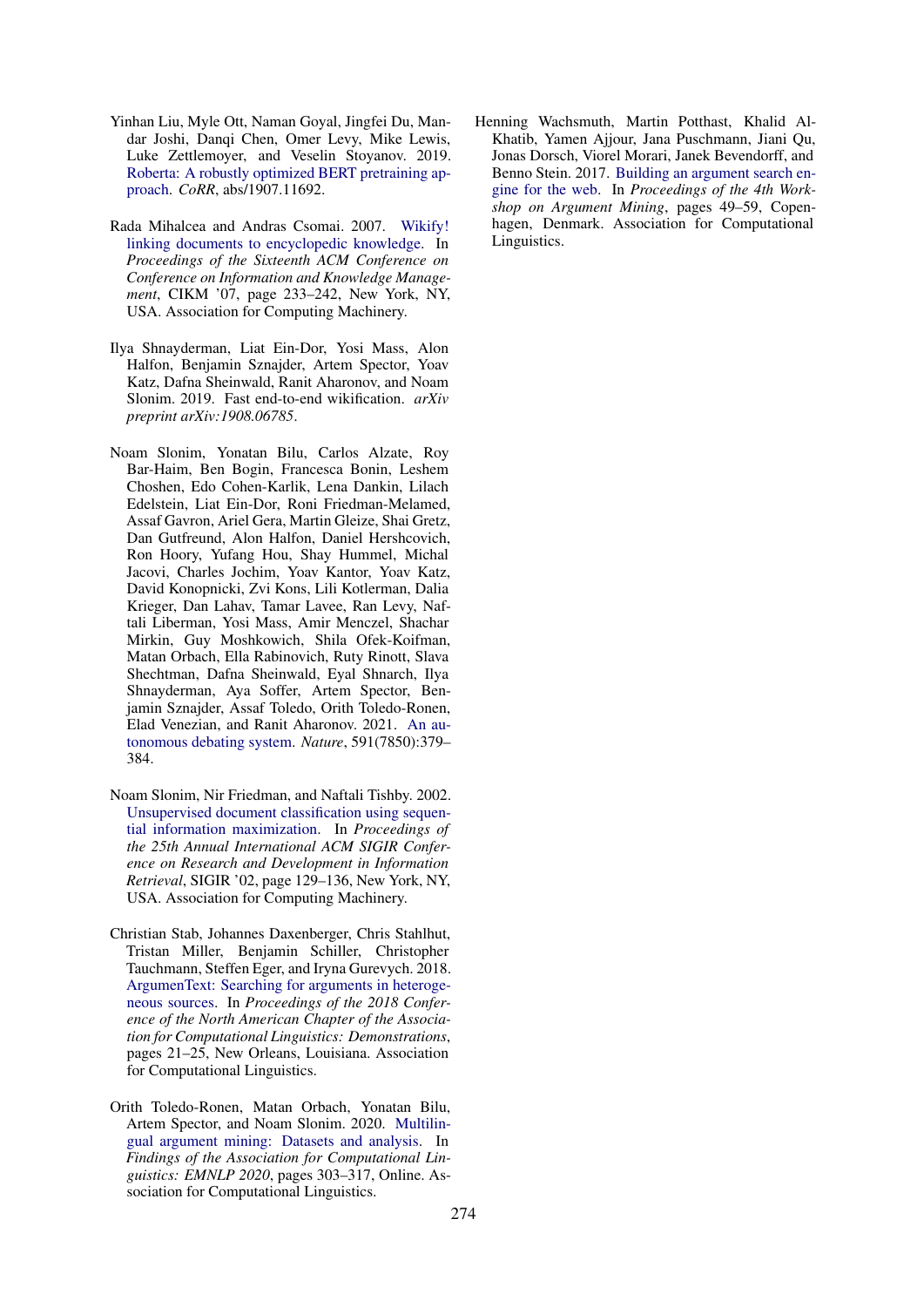Yinhan Liu, Myle Ott, Naman Goyal, Jingfei Du, Mandar Joshi, Danqi Chen, Omer Levy, Mike Lewis, Luke Zettlemoyer, and Veselin Stoyanov. 2019. Roberta: A robustly optimized BERT pretraining approach. *CoRR*, abs/1907.11692.

Rada Mihalcea and Andras Csomai. 2007. Wikify! linking documents to encyclopedic knowledge. In *Proceedings of the Sixteenth ACM Conference on Conference on Information and Knowledge Management*, CIKM '07, page 233–242, New York, NY, USA. Association for Computing Machinery.

Ilya Shnayderman, Liat Ein-Dor, Yosi Mass, Alon Halfon, Benjamin Sznajder, Artem Spector, Yoav Katz, Dafna Sheinwald, Ranit Aharonov, and Noam Slonim. 2019. Fast end-to-end wikification. *arXiv preprint arXiv:1908.06785*.

Noam Slonim, Yonatan Bilu, Carlos Alzate, Roy Bar-Haim, Ben Bogin, Francesca Bonin, Leshem Choshen, Edo Cohen-Karlik, Lena Dankin, Lilach Edelstein, Liat Ein-Dor, Roni Friedman-Melamed, Assaf Gavron, Ariel Gera, Martin Gleize, Shai Gretz, Dan Gutfreund, Alon Halfon, Daniel Hershcovich, Ron Hoory, Yufang Hou, Shay Hummel, Michal Jacovi, Charles Jochim, Yoav Kantor, Yoav Katz, David Konopnicki, Zvi Kons, Lili Kotlerman, Dalia Krieger, Dan Lahav, Tamar Lavee, Ran Levy, Naftali Liberman, Yosi Mass, Amir Menczel, Shachar Mirkin, Guy Moshkowich, Shila Ofek-Koifman, Matan Orbach, Ella Rabinovich, Ruty Rinott, Slava Shechtman, Dafna Sheinwald, Eyal Shnarch, Ilya Shnayderman, Aya Soffer, Artem Spector, Benjamin Sznajder, Assaf Toledo, Orith Toledo-Ronen, Elad Venezian, and Ranit Aharonov. 2021. An autonomous debating system. *Nature*, 591(7850):379–384.

Noam Slonim, Nir Friedman, and Naftali Tishby. 2002. Unsupervised document classification using sequential information maximization. In *Proceedings of the 25th Annual International ACM SIGIR Conference on Research and Development in Information Retrieval*, SIGIR '02, page 129–136, New York, NY, USA. Association for Computing Machinery.

Christian Stab, Johannes Daxenberger, Chris Stahlhut, Tristan Miller, Benjamin Schiller, Christopher Tauchmann, Steffen Eger, and Iryna Gurevych. 2018. ArgumenText: Searching for arguments in heterogeneous sources. In *Proceedings of the 2018 Conference of the North American Chapter of the Association for Computational Linguistics: Demonstrations*, pages 21–25, New Orleans, Louisiana. Association for Computational Linguistics.

Orith Toledo-Ronen, Matan Orbach, Yonatan Bilu, Artem Spector, and Noam Slonim. 2020. Multilingual argument mining: Datasets and analysis. In *Findings of the Association for Computational Linguistics: EMNLP 2020*, pages 303–317, Online. Association for Computational Linguistics.

Henning Wachsmuth, Martin Potthast, Khalid Al-Khatib, Yamen Ajjour, Jana Puschmann, Jiani Qu, Jonas Dorsch, Viorel Morari, Janek Bevendorff, and Benno Stein. 2017. Building an argument search engine for the web. In *Proceedings of the 4th Workshop on Argument Mining*, pages 49–59, Copenhagen, Denmark. Association for Computational Linguistics.